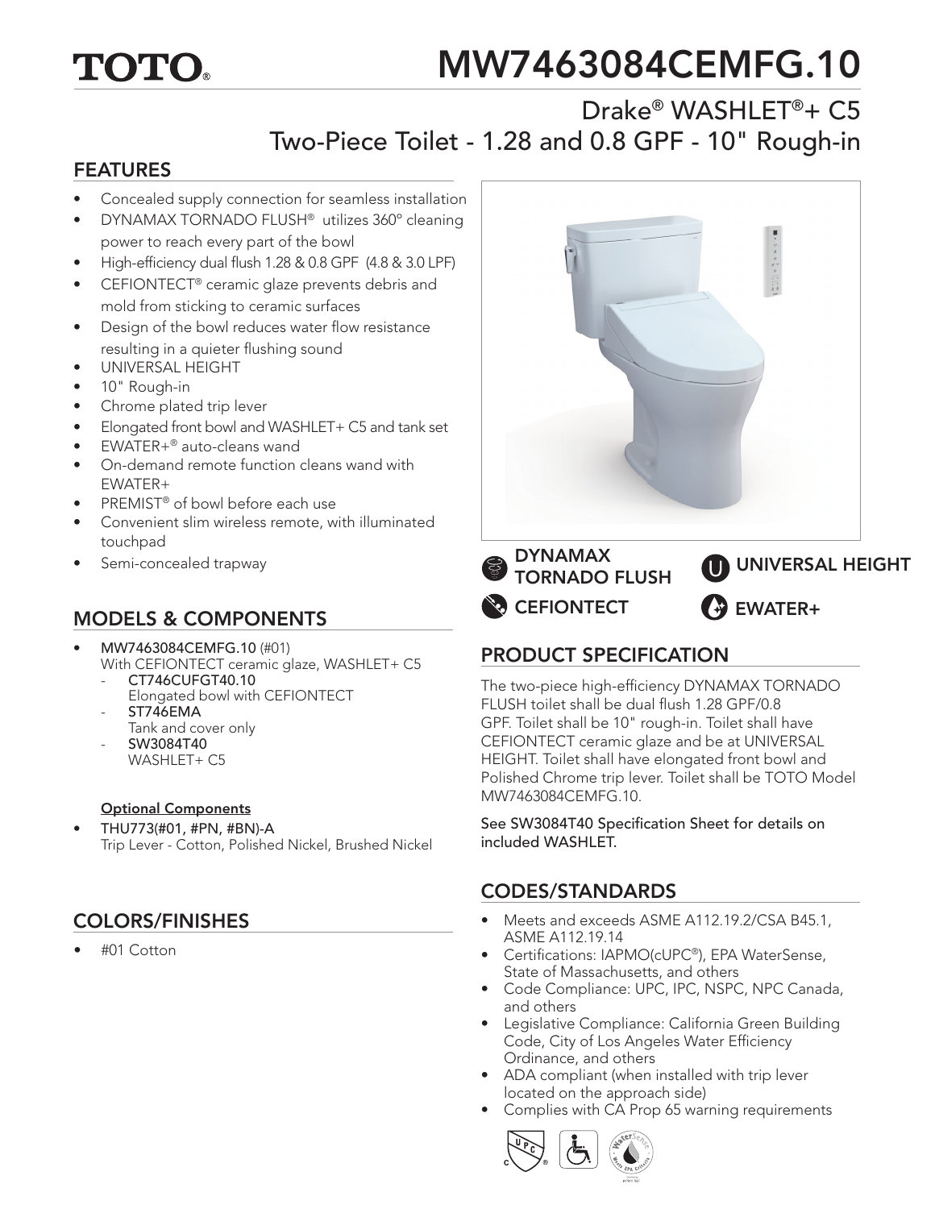# TOTO®

# MW7463084CEMFG.10

## Drake® WASHLET®+ C5
## Two-Piece Toilet - 1.28 and 0.8 GPF - 10" Rough-in

## FEATURES

- Concealed supply connection for seamless installation
- DYNAMAX TORNADO FLUSH® utilizes 360° cleaning power to reach every part of the bowl
- High-efficiency dual flush 1.28 & 0.8 GPF (4.8 & 3.0 LPF)
- CEFIONTECT® ceramic glaze prevents debris and mold from sticking to ceramic surfaces
- Design of the bowl reduces water flow resistance resulting in a quieter flushing sound
- UNIVERSAL HEIGHT
- 10" Rough-in
- Chrome plated trip lever
- Elongated front bowl and WASHLET+ C5 and tank set
- EWATER+® auto-cleans wand
- On-demand remote function cleans wand with EWATER+
- PREMIST® of bowl before each use
- Convenient slim wireless remote, with illuminated touchpad
- Semi-concealed trapway

DYNAMAX TORNADO FLUSH | UNIVERSAL HEIGHT | CEFIONTECT | EWATER+

## MODELS & COMPONENTS

- **MW7463084CEMFG.10** (#01)
  With CEFIONTECT ceramic glaze, WASHLET+ C5
  - **CT746CUFGT40.10**
    Elongated bowl with CEFIONTECT
  - **ST746EMA**
    Tank and cover only
  - **SW3084T40**
    WASHLET+ C5

**Optional Components**

- **THU773(#01, #PN, #BN)-A**
  Trip Lever - Cotton, Polished Nickel, Brushed Nickel

## COLORS/FINISHES

- #01 Cotton

## PRODUCT SPECIFICATION

The two-piece high-efficiency DYNAMAX TORNADO FLUSH toilet shall be dual flush 1.28 GPF/0.8 GPF. Toilet shall be 10" rough-in. Toilet shall have CEFIONTECT ceramic glaze and be at UNIVERSAL HEIGHT. Toilet shall have elongated front bowl and Polished Chrome trip lever. Toilet shall be TOTO Model MW7463084CEMFG.10.

See SW3084T40 Specification Sheet for details on included WASHLET.

## CODES/STANDARDS

- Meets and exceeds ASME A112.19.2/CSA B45.1, ASME A112.19.14
- Certifications: IAPMO(cUPC®), EPA WaterSense, State of Massachusetts, and others
- Code Compliance: UPC, IPC, NSPC, NPC Canada, and others
- Legislative Compliance: California Green Building Code, City of Los Angeles Water Efficiency Ordinance, and others
- ADA compliant (when installed with trip lever located on the approach side)
- Complies with CA Prop 65 warning requirements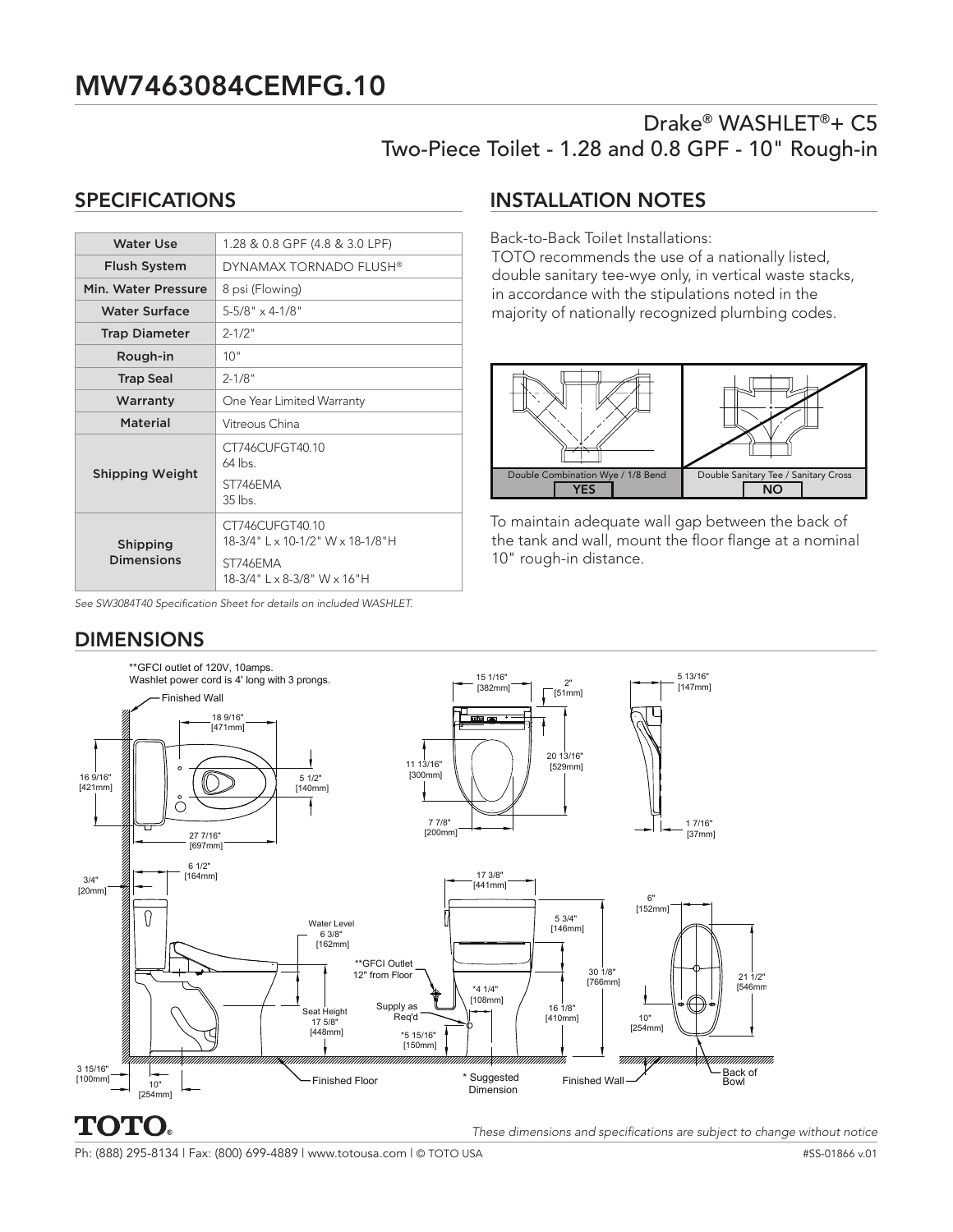# MW7463084CEMFG.10

## Drake® WASHLET®+ C5
## Two-Piece Toilet - 1.28 and 0.8 GPF - 10" Rough-in

## SPECIFICATIONS

| | |
|---|---|
| Water Use | 1.28 & 0.8 GPF (4.8 & 3.0 LPF) |
| Flush System | DYNAMAX TORNADO FLUSH® |
| Min. Water Pressure | 8 psi (Flowing) |
| Water Surface | 5-5/8" x 4-1/8" |
| Trap Diameter | 2-1/2" |
| Rough-in | 10" |
| Trap Seal | 2-1/8" |
| Warranty | One Year Limited Warranty |
| Material | Vitreous China |
| Shipping Weight | CT746CUFGT40.10<br>64 lbs.<br>ST746EMA<br>35 lbs. |
| Shipping Dimensions | CT746CUFGT40.10<br>18-3/4" L x 10-1/2" W x 18-1/8"H<br>ST746EMA<br>18-3/4" L x 8-3/8" W x 16"H |

*See SW3084T40 Specification Sheet for details on included WASHLET.*

## INSTALLATION NOTES

Back-to-Back Toilet Installations:
TOTO recommends the use of a nationally listed, double sanitary tee-wye only, in vertical waste stacks, in accordance with the stipulations noted in the majority of nationally recognized plumbing codes.

Double Combination Wye / 1/8 Bend
YES

Double Sanitary Tee / Sanitary Cross
NO

To maintain adequate wall gap between the back of the tank and wall, mount the floor flange at a nominal 10" rough-in distance.

## DIMENSIONS

**GFCI outlet of 120V, 10amps.
Washlet power cord is 4' long with 3 prongs.

Finished Wall
18 9/16" [471mm]
16 9/16" [421mm]
5 1/2" [140mm]
27 7/16" [697mm]
15 1/16" [382mm]
2" [51mm]
11 13/16" [300mm]
20 13/16" [529mm]
7 7/8" [200mm]
5 13/16" [147mm]
1 7/16" [37mm]
3/4" [20mm]
6 1/2" [164mm]
Water Level 6 3/8" [162mm]
Seat Height 17 5/8" [448mm]
3 15/16" [100mm]
10" [254mm]
Finished Floor
17 3/8" [441mm]
5 3/4" [146mm]
**GFCI Outlet 12" from Floor
*4 1/4" [108mm]
Supply as Req'd
*5 15/16" [150mm]
30 1/8" [766mm]
16 1/8" [410mm]
* Suggested Dimension
Finished Wall
6" [152mm]
21 1/2" [546mm]
10" [254mm]
Back of Bowl

*These dimensions and specifications are subject to change without notice*

Ph: (888) 295-8134 | Fax: (800) 699-4889 | www.totousa.com | © TOTO USA

#SS-01866 v.01